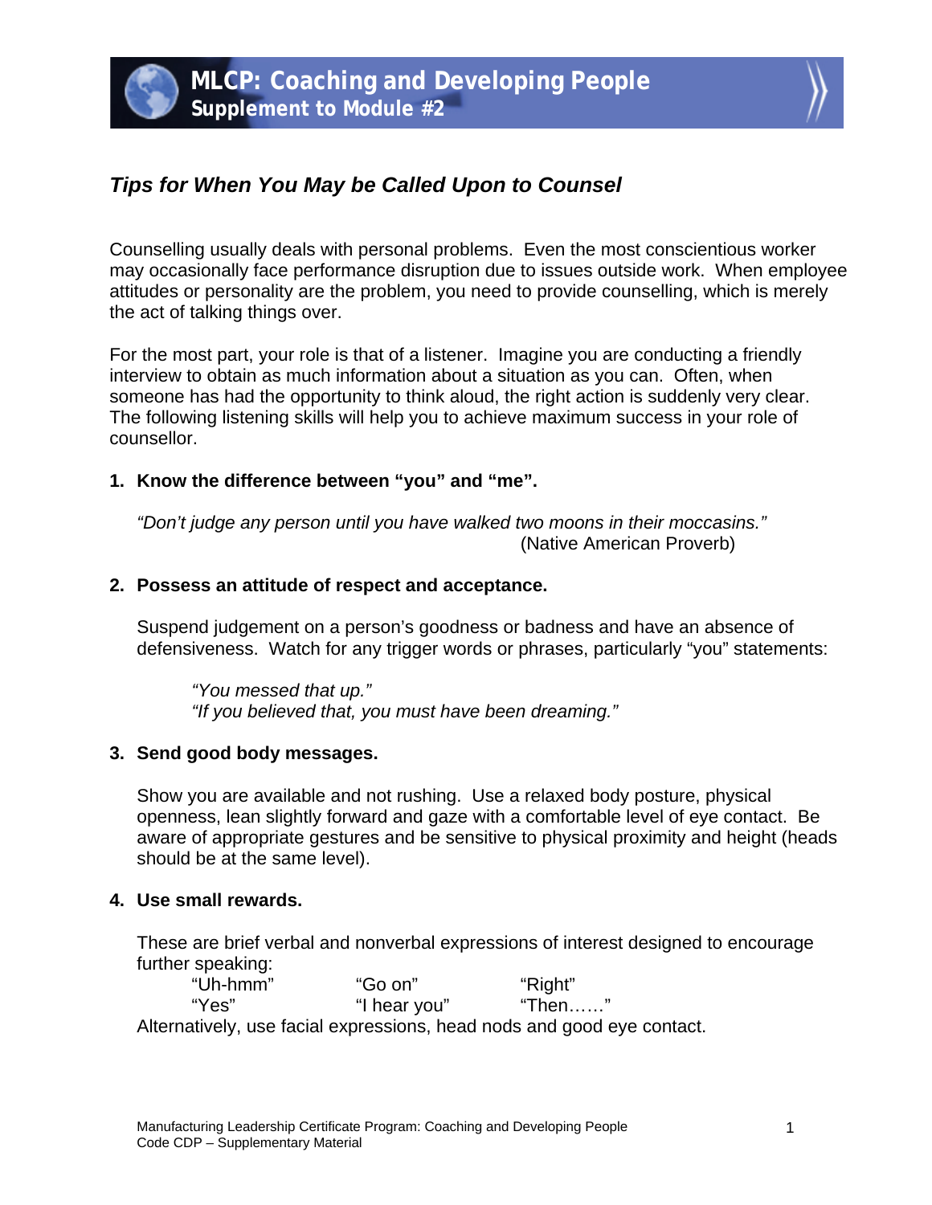# MLCP: Coaching and Developing People
## Supplement to Module #2

### *Tips for When You May be Called Upon to Counsel*

Counselling usually deals with personal problems. Even the most conscientious worker may occasionally face performance disruption due to issues outside work. When employee attitudes or personality are the problem, you need to provide counselling, which is merely the act of talking things over.

For the most part, your role is that of a listener. Imagine you are conducting a friendly interview to obtain as much information about a situation as you can. Often, when someone has had the opportunity to think aloud, the right action is suddenly very clear. The following listening skills will help you to achieve maximum success in your role of counsellor.

1. **Know the difference between "you" and "me".**

   *"Don't judge any person until you have walked two moons in their moccasins."*
   (Native American Proverb)

2. **Possess an attitude of respect and acceptance.**

   Suspend judgement on a person's goodness or badness and have an absence of defensiveness. Watch for any trigger words or phrases, particularly "you" statements:

   *"You messed that up."*
   *"If you believed that, you must have been dreaming."*

3. **Send good body messages.**

   Show you are available and not rushing. Use a relaxed body posture, physical openness, lean slightly forward and gaze with a comfortable level of eye contact. Be aware of appropriate gestures and be sensitive to physical proximity and height (heads should be at the same level).

4. **Use small rewards.**

   These are brief verbal and nonverbal expressions of interest designed to encourage further speaking:

   | | | |
   |---|---|---|
   | "Uh-hmm" | "Go on" | "Right" |
   | "Yes" | "I hear you" | "Then……" |

   Alternatively, use facial expressions, head nods and good eye contact.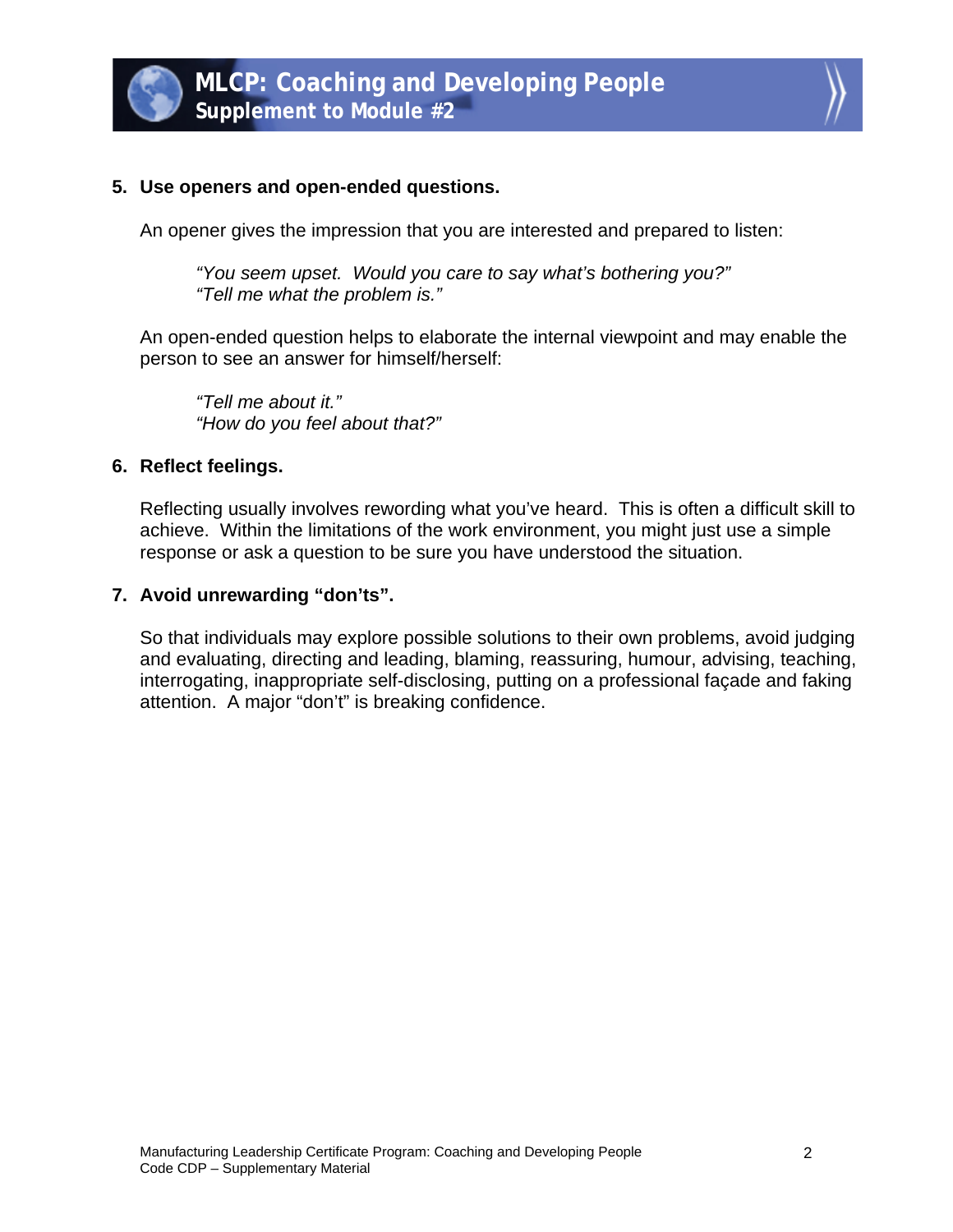5. **Use openers and open-ended questions.**

   An opener gives the impression that you are interested and prepared to listen:

   > *"You seem upset. Would you care to say what's bothering you?"*
   > *"Tell me what the problem is."*

   An open-ended question helps to elaborate the internal viewpoint and may enable the person to see an answer for himself/herself:

   > *"Tell me about it."*
   > *"How do you feel about that?"*

6. **Reflect feelings.**

   Reflecting usually involves rewording what you've heard. This is often a difficult skill to achieve. Within the limitations of the work environment, you might just use a simple response or ask a question to be sure you have understood the situation.

7. **Avoid unrewarding "don'ts".**

   So that individuals may explore possible solutions to their own problems, avoid judging and evaluating, directing and leading, blaming, reassuring, humour, advising, teaching, interrogating, inappropriate self-disclosing, putting on a professional façade and faking attention. A major "don't" is breaking confidence.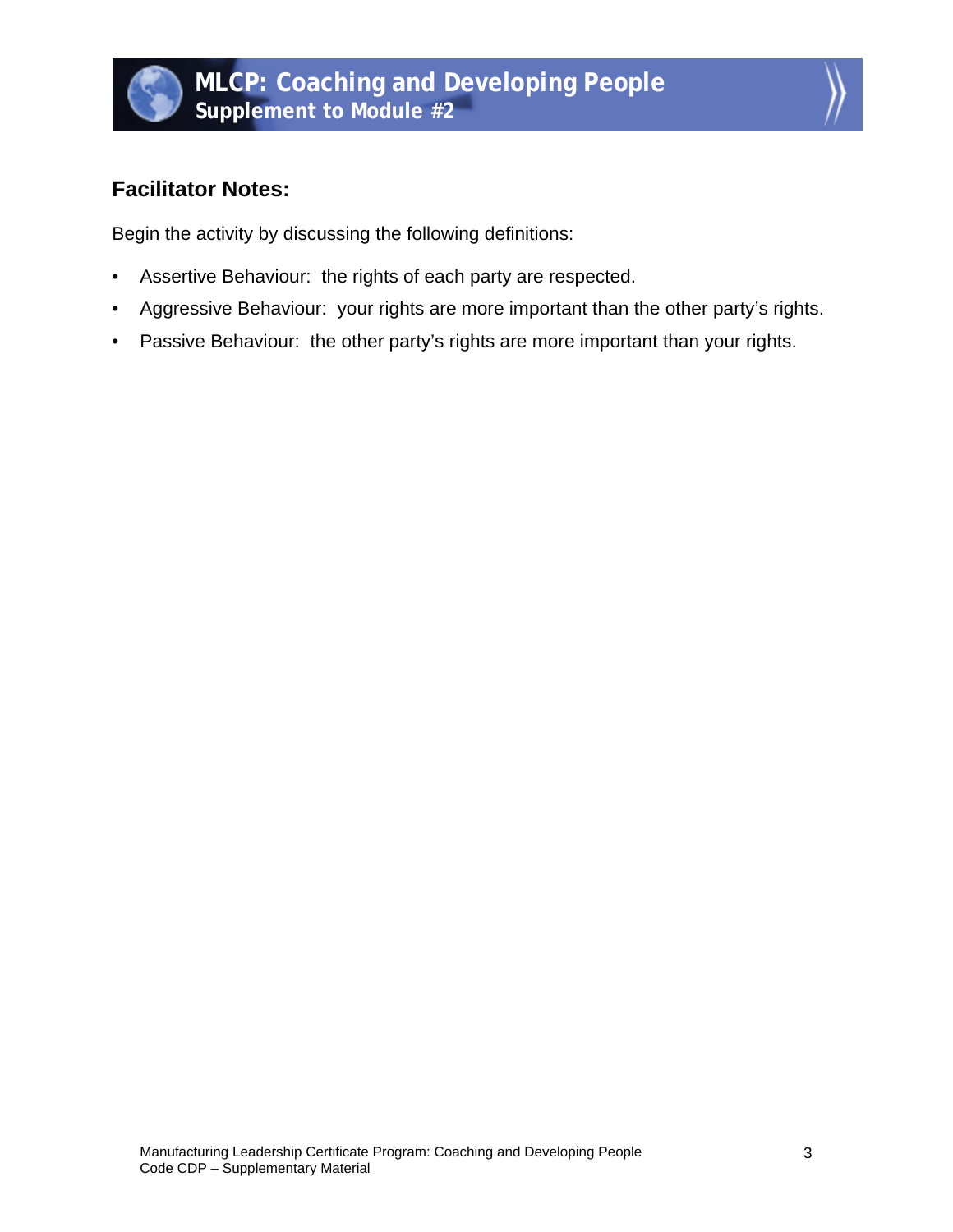## Facilitator Notes:

Begin the activity by discussing the following definitions:

- Assertive Behaviour:  the rights of each party are respected.
- Aggressive Behaviour:  your rights are more important than the other party's rights.
- Passive Behaviour:  the other party's rights are more important than your rights.